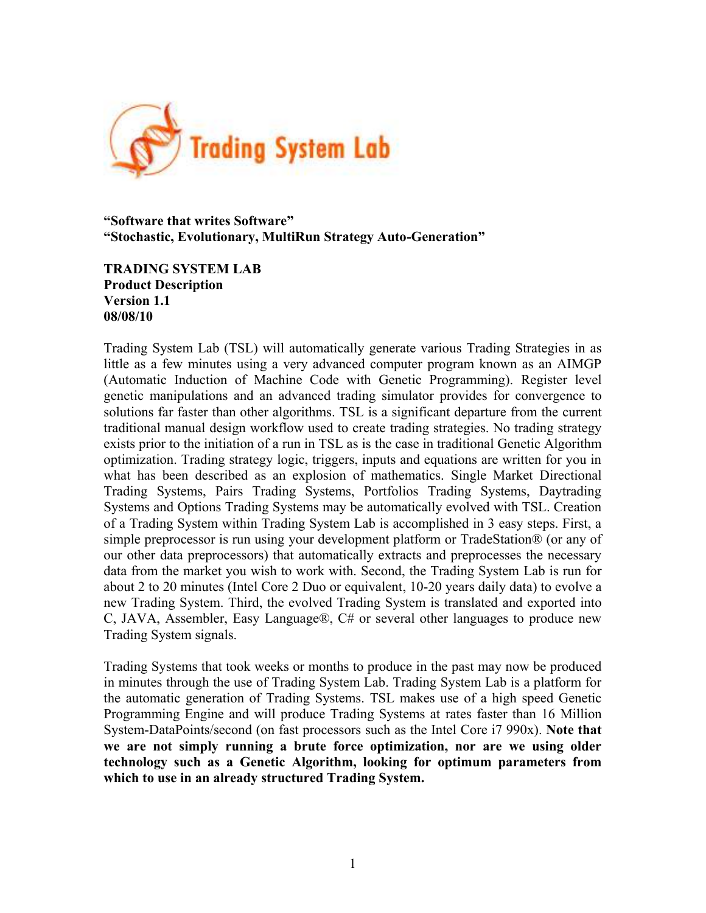Trading System Lab

**“Software that writes Software”**
**“Stochastic, Evolutionary, MultiRun Strategy Auto-Generation”**

**TRADING SYSTEM LAB**
**Product Description**
**Version 1.1**
**08/08/10**

Trading System Lab (TSL) will automatically generate various Trading Strategies in as little as a few minutes using a very advanced computer program known as an AIMGP (Automatic Induction of Machine Code with Genetic Programming). Register level genetic manipulations and an advanced trading simulator provides for convergence to solutions far faster than other algorithms. TSL is a significant departure from the current traditional manual design workflow used to create trading strategies. No trading strategy exists prior to the initiation of a run in TSL as is the case in traditional Genetic Algorithm optimization. Trading strategy logic, triggers, inputs and equations are written for you in what has been described as an explosion of mathematics. Single Market Directional Trading Systems, Pairs Trading Systems, Portfolios Trading Systems, Daytrading Systems and Options Trading Systems may be automatically evolved with TSL. Creation of a Trading System within Trading System Lab is accomplished in 3 easy steps. First, a simple preprocessor is run using your development platform or TradeStation® (or any of our other data preprocessors) that automatically extracts and preprocesses the necessary data from the market you wish to work with. Second, the Trading System Lab is run for about 2 to 20 minutes (Intel Core 2 Duo or equivalent, 10-20 years daily data) to evolve a new Trading System. Third, the evolved Trading System is translated and exported into C, JAVA, Assembler, Easy Language®, C# or several other languages to produce new Trading System signals.

Trading Systems that took weeks or months to produce in the past may now be produced in minutes through the use of Trading System Lab. Trading System Lab is a platform for the automatic generation of Trading Systems. TSL makes use of a high speed Genetic Programming Engine and will produce Trading Systems at rates faster than 16 Million System-DataPoints/second (on fast processors such as the Intel Core i7 990x). **Note that we are not simply running a brute force optimization, nor are we using older technology such as a Genetic Algorithm, looking for optimum parameters from which to use in an already structured Trading System.**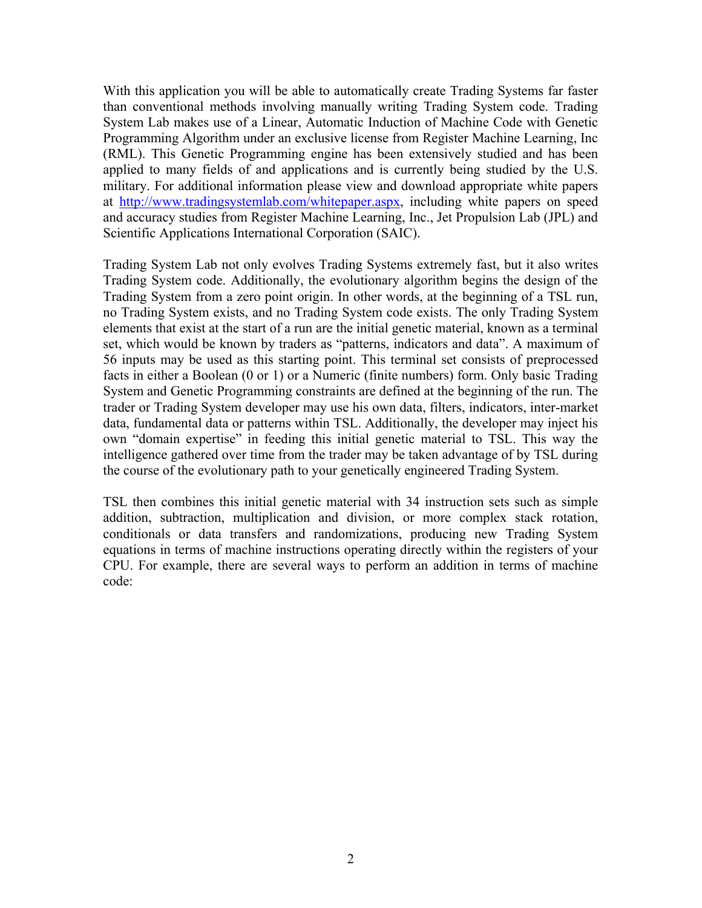With this application you will be able to automatically create Trading Systems far faster than conventional methods involving manually writing Trading System code. Trading System Lab makes use of a Linear, Automatic Induction of Machine Code with Genetic Programming Algorithm under an exclusive license from Register Machine Learning, Inc (RML). This Genetic Programming engine has been extensively studied and has been applied to many fields of and applications and is currently being studied by the U.S. military. For additional information please view and download appropriate white papers at [http://www.tradingsystemlab.com/whitepaper.aspx](http://www.tradingsystemlab.com/whitepaper.aspx), including white papers on speed and accuracy studies from Register Machine Learning, Inc., Jet Propulsion Lab (JPL) and Scientific Applications International Corporation (SAIC).

Trading System Lab not only evolves Trading Systems extremely fast, but it also writes Trading System code. Additionally, the evolutionary algorithm begins the design of the Trading System from a zero point origin. In other words, at the beginning of a TSL run, no Trading System exists, and no Trading System code exists. The only Trading System elements that exist at the start of a run are the initial genetic material, known as a terminal set, which would be known by traders as "patterns, indicators and data". A maximum of 56 inputs may be used as this starting point. This terminal set consists of preprocessed facts in either a Boolean (0 or 1) or a Numeric (finite numbers) form. Only basic Trading System and Genetic Programming constraints are defined at the beginning of the run. The trader or Trading System developer may use his own data, filters, indicators, inter-market data, fundamental data or patterns within TSL. Additionally, the developer may inject his own "domain expertise" in feeding this initial genetic material to TSL. This way the intelligence gathered over time from the trader may be taken advantage of by TSL during the course of the evolutionary path to your genetically engineered Trading System.

TSL then combines this initial genetic material with 34 instruction sets such as simple addition, subtraction, multiplication and division, or more complex stack rotation, conditionals or data transfers and randomizations, producing new Trading System equations in terms of machine instructions operating directly within the registers of your CPU. For example, there are several ways to perform an addition in terms of machine code: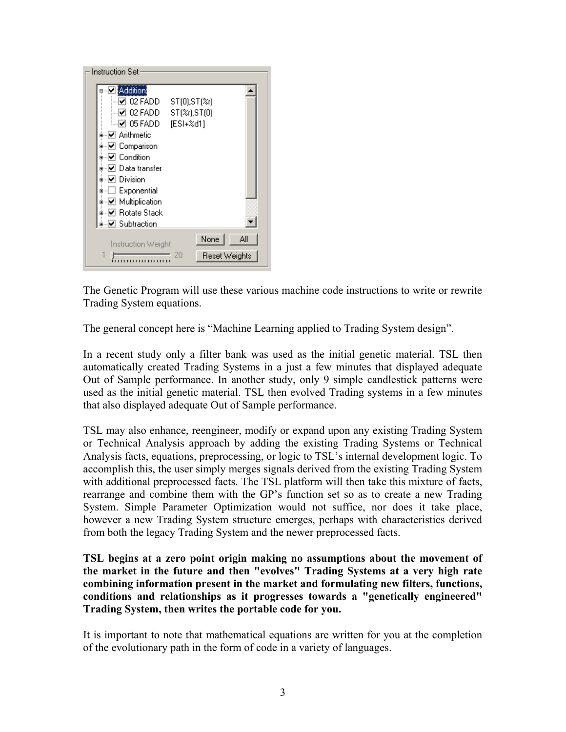The Genetic Program will use these various machine code instructions to write or rewrite Trading System equations.

The general concept here is "Machine Learning applied to Trading System design".

In a recent study only a filter bank was used as the initial genetic material. TSL then automatically created Trading Systems in a just a few minutes that displayed adequate Out of Sample performance. In another study, only 9 simple candlestick patterns were used as the initial genetic material. TSL then evolved Trading systems in a few minutes that also displayed adequate Out of Sample performance.

TSL may also enhance, reengineer, modify or expand upon any existing Trading System or Technical Analysis approach by adding the existing Trading Systems or Technical Analysis facts, equations, preprocessing, or logic to TSL's internal development logic. To accomplish this, the user simply merges signals derived from the existing Trading System with additional preprocessed facts. The TSL platform will then take this mixture of facts, rearrange and combine them with the GP's function set so as to create a new Trading System. Simple Parameter Optimization would not suffice, nor does it take place, however a new Trading System structure emerges, perhaps with characteristics derived from both the legacy Trading System and the newer preprocessed facts.

**TSL begins at a zero point origin making no assumptions about the movement of the market in the future and then "evolves" Trading Systems at a very high rate combining information present in the market and formulating new filters, functions, conditions and relationships as it progresses towards a "genetically engineered" Trading System, then writes the portable code for you.**

It is important to note that mathematical equations are written for you at the completion of the evolutionary path in the form of code in a variety of languages.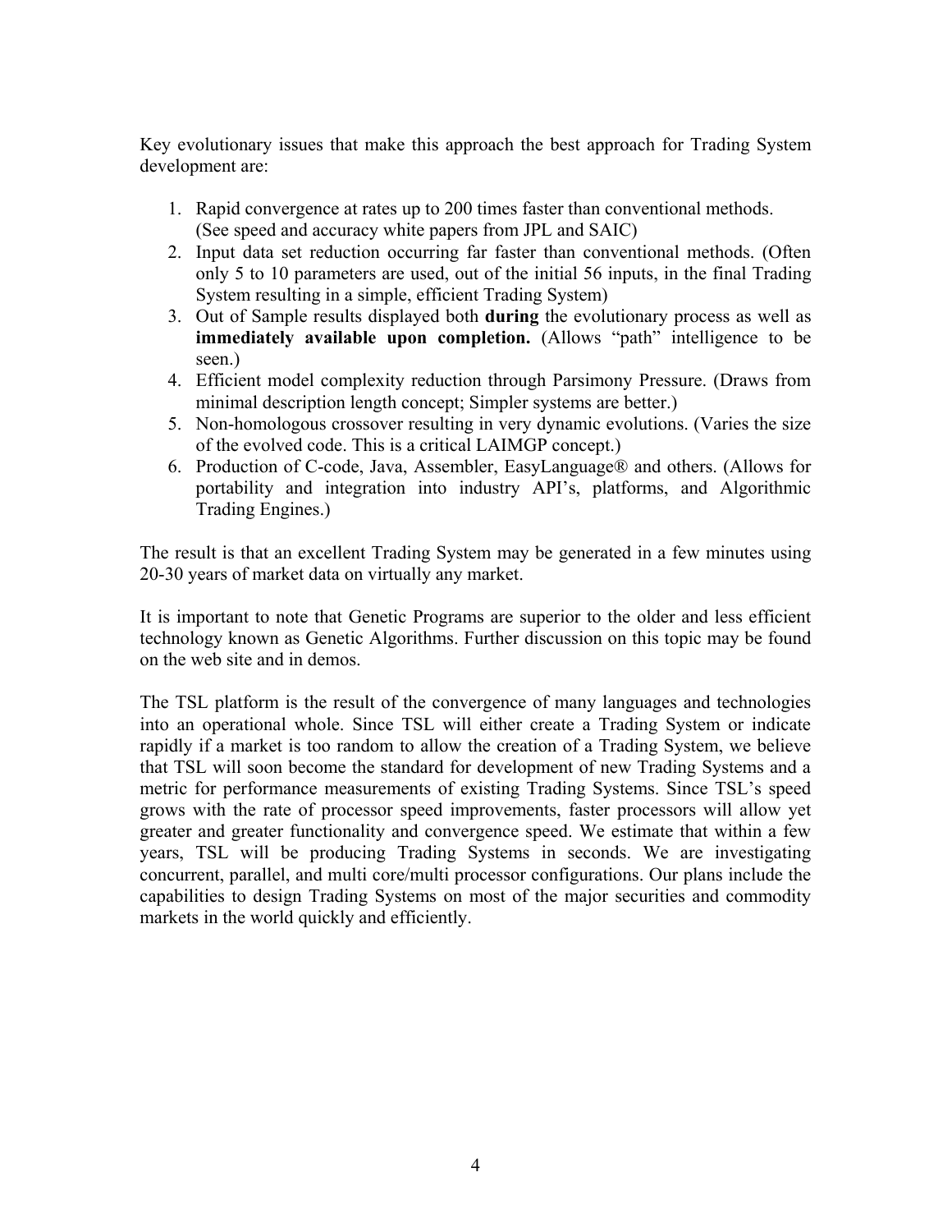Key evolutionary issues that make this approach the best approach for Trading System development are:

1. Rapid convergence at rates up to 200 times faster than conventional methods. (See speed and accuracy white papers from JPL and SAIC)
2. Input data set reduction occurring far faster than conventional methods. (Often only 5 to 10 parameters are used, out of the initial 56 inputs, in the final Trading System resulting in a simple, efficient Trading System)
3. Out of Sample results displayed both **during** the evolutionary process as well as **immediately available upon completion.** (Allows "path" intelligence to be seen.)
4. Efficient model complexity reduction through Parsimony Pressure. (Draws from minimal description length concept; Simpler systems are better.)
5. Non-homologous crossover resulting in very dynamic evolutions. (Varies the size of the evolved code. This is a critical LAIMGP concept.)
6. Production of C-code, Java, Assembler, EasyLanguage® and others. (Allows for portability and integration into industry API's, platforms, and Algorithmic Trading Engines.)

The result is that an excellent Trading System may be generated in a few minutes using 20-30 years of market data on virtually any market.

It is important to note that Genetic Programs are superior to the older and less efficient technology known as Genetic Algorithms. Further discussion on this topic may be found on the web site and in demos.

The TSL platform is the result of the convergence of many languages and technologies into an operational whole. Since TSL will either create a Trading System or indicate rapidly if a market is too random to allow the creation of a Trading System, we believe that TSL will soon become the standard for development of new Trading Systems and a metric for performance measurements of existing Trading Systems. Since TSL's speed grows with the rate of processor speed improvements, faster processors will allow yet greater and greater functionality and convergence speed. We estimate that within a few years, TSL will be producing Trading Systems in seconds. We are investigating concurrent, parallel, and multi core/multi processor configurations. Our plans include the capabilities to design Trading Systems on most of the major securities and commodity markets in the world quickly and efficiently.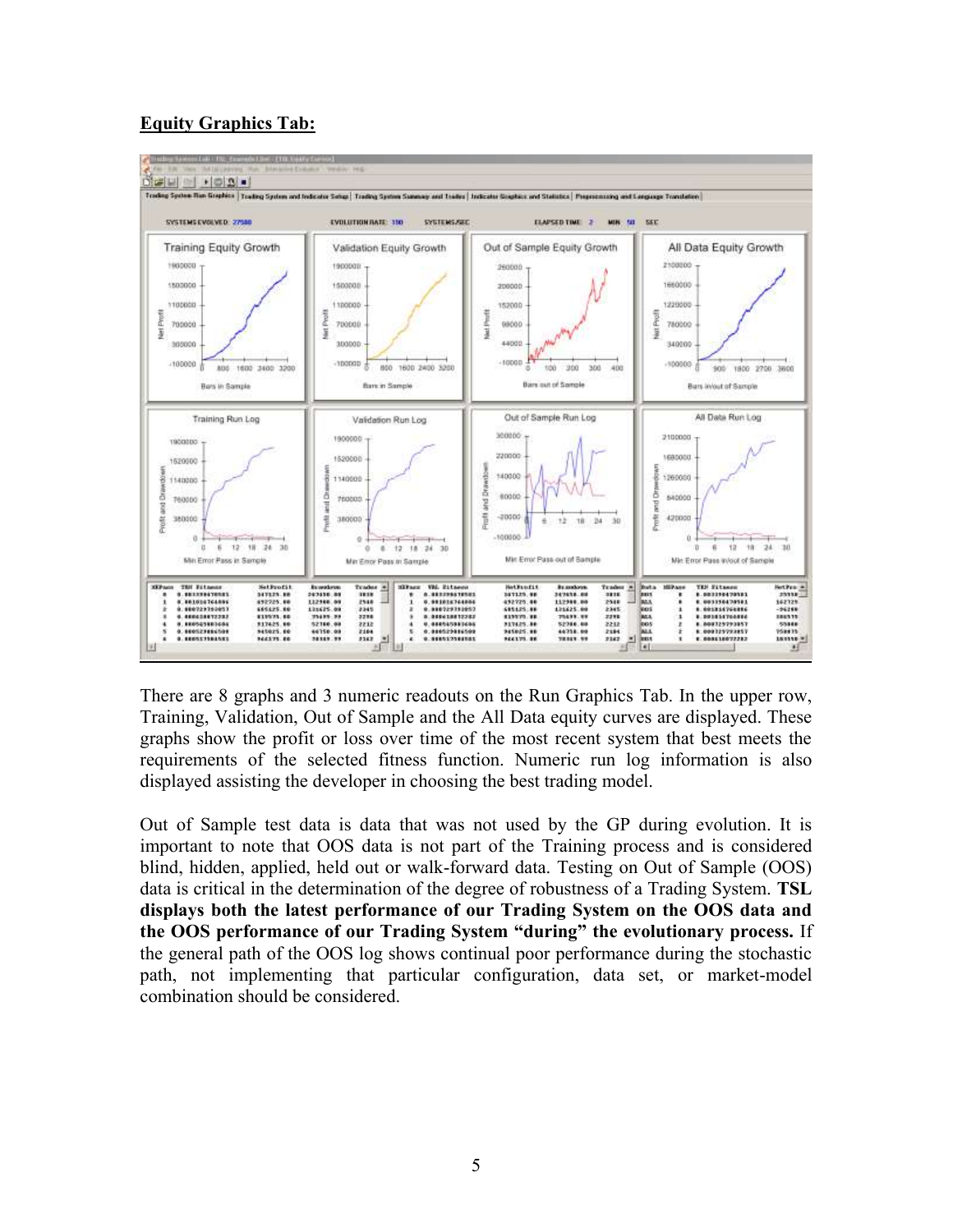**Equity Graphics Tab:**

There are 8 graphs and 3 numeric readouts on the Run Graphics Tab. In the upper row, Training, Validation, Out of Sample and the All Data equity curves are displayed. These graphs show the profit or loss over time of the most recent system that best meets the requirements of the selected fitness function. Numeric run log information is also displayed assisting the developer in choosing the best trading model.

Out of Sample test data is data that was not used by the GP during evolution. It is important to note that OOS data is not part of the Training process and is considered blind, hidden, applied, held out or walk-forward data. Testing on Out of Sample (OOS) data is critical in the determination of the degree of robustness of a Trading System. **TSL displays both the latest performance of our Trading System on the OOS data and the OOS performance of our Trading System "during" the evolutionary process.** If the general path of the OOS log shows continual poor performance during the stochastic path, not implementing that particular configuration, data set, or market-model combination should be considered.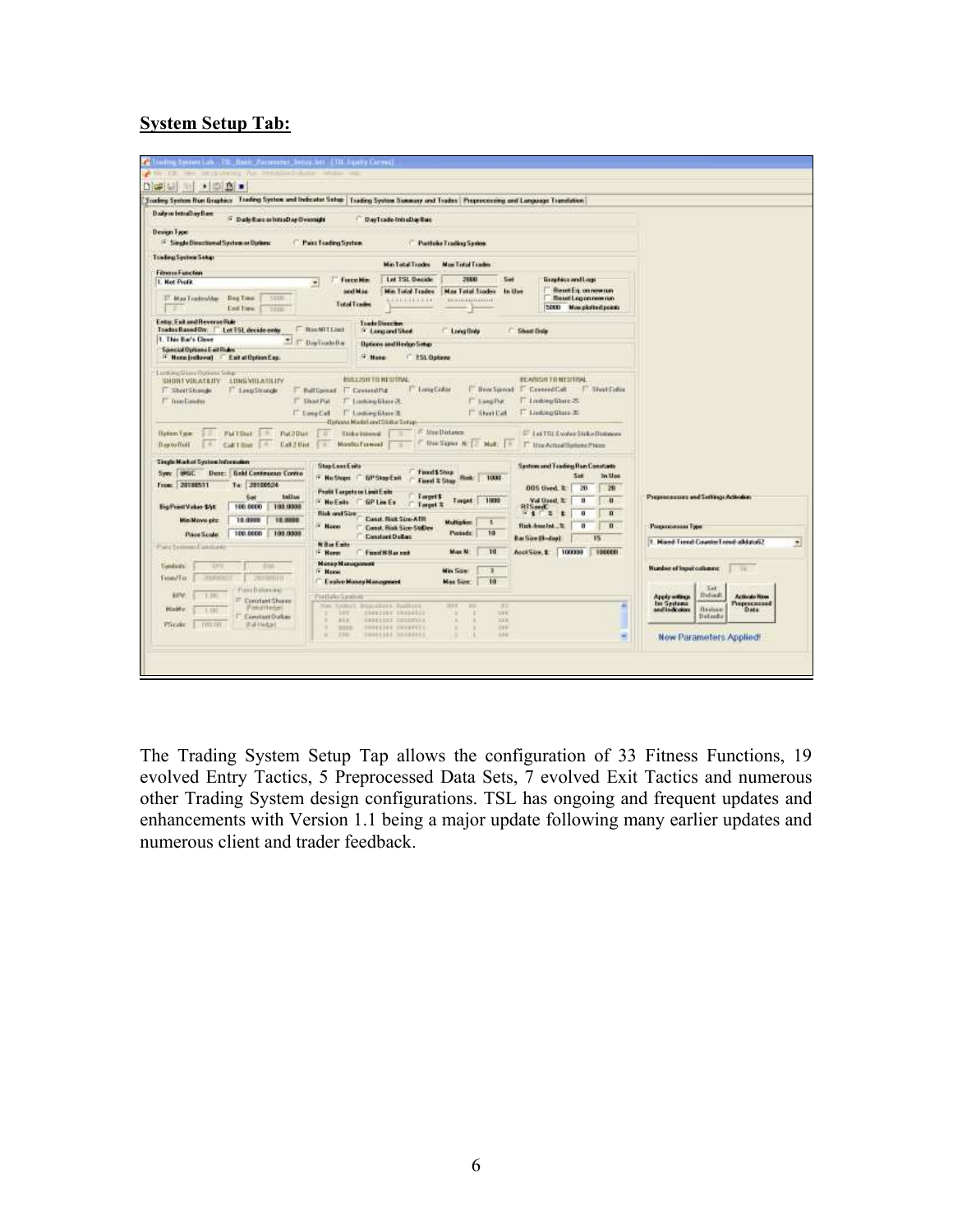**System Setup Tab:**

The Trading System Setup Tap allows the configuration of 33 Fitness Functions, 19 evolved Entry Tactics, 5 Preprocessed Data Sets, 7 evolved Exit Tactics and numerous other Trading System design configurations. TSL has ongoing and frequent updates and enhancements with Version 1.1 being a major update following many earlier updates and numerous client and trader feedback.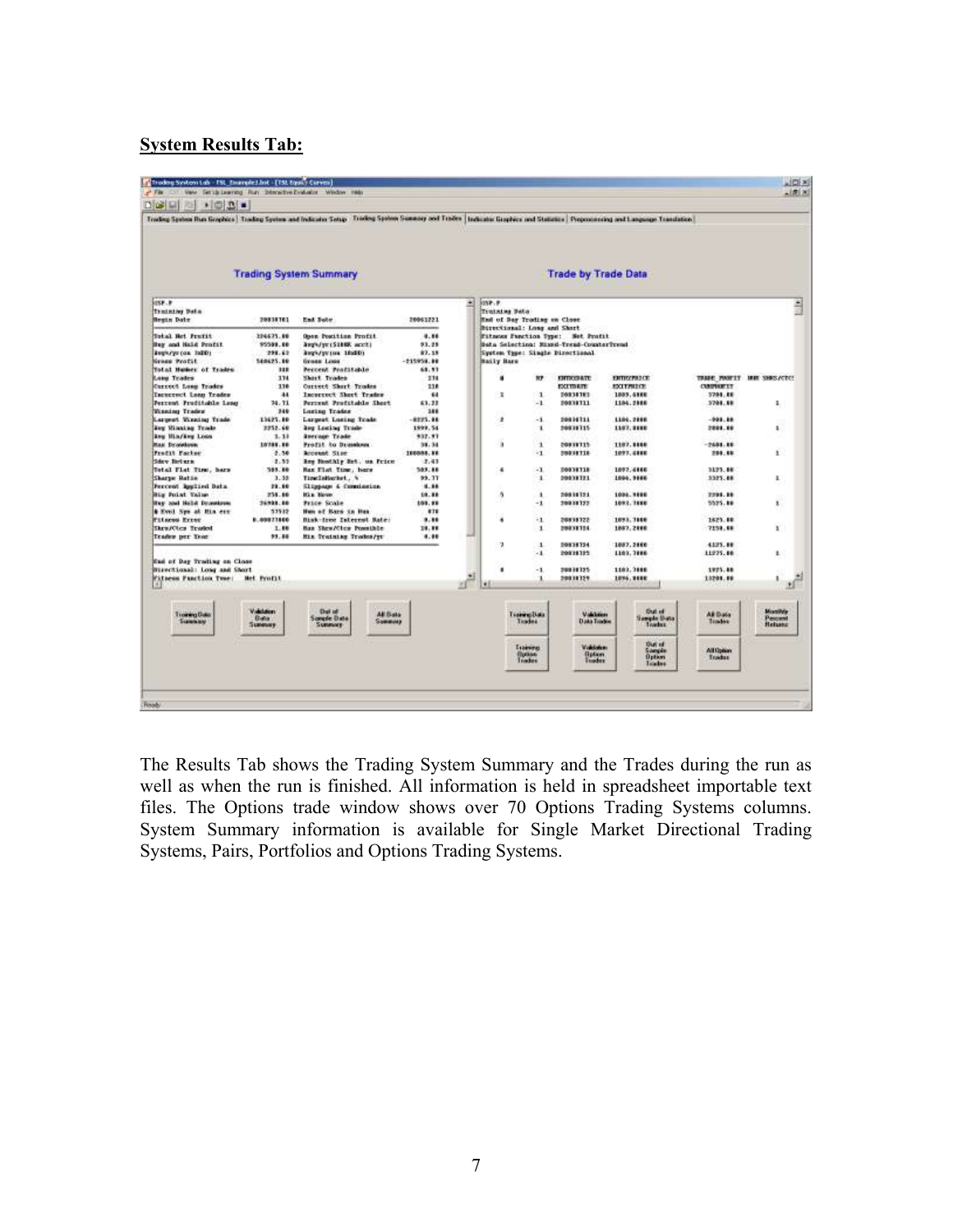**System Results Tab:**

The Results Tab shows the Trading System Summary and the Trades during the run as well as when the run is finished. All information is held in spreadsheet importable text files. The Options trade window shows over 70 Options Trading Systems columns. System Summary information is available for Single Market Directional Trading Systems, Pairs, Portfolios and Options Trading Systems.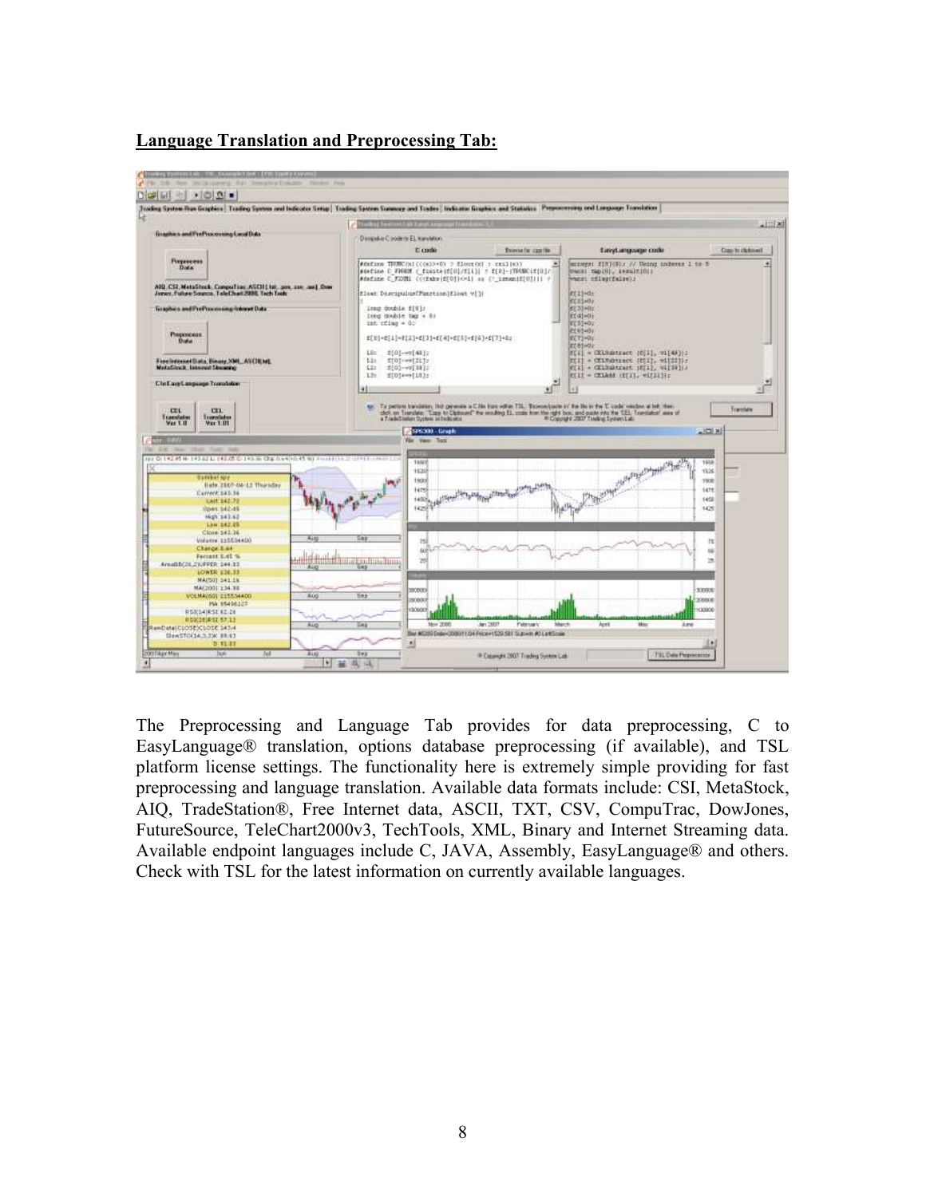**Language Translation and Preprocessing Tab:**

The Preprocessing and Language Tab provides for data preprocessing, C to EasyLanguage® translation, options database preprocessing (if available), and TSL platform license settings. The functionality here is extremely simple providing for fast preprocessing and language translation. Available data formats include: CSI, MetaStock, AIQ, TradeStation®, Free Internet data, ASCII, TXT, CSV, CompuTrac, DowJones, FutureSource, TeleChart2000v3, TechTools, XML, Binary and Internet Streaming data. Available endpoint languages include C, JAVA, Assembly, EasyLanguage® and others. Check with TSL for the latest information on currently available languages.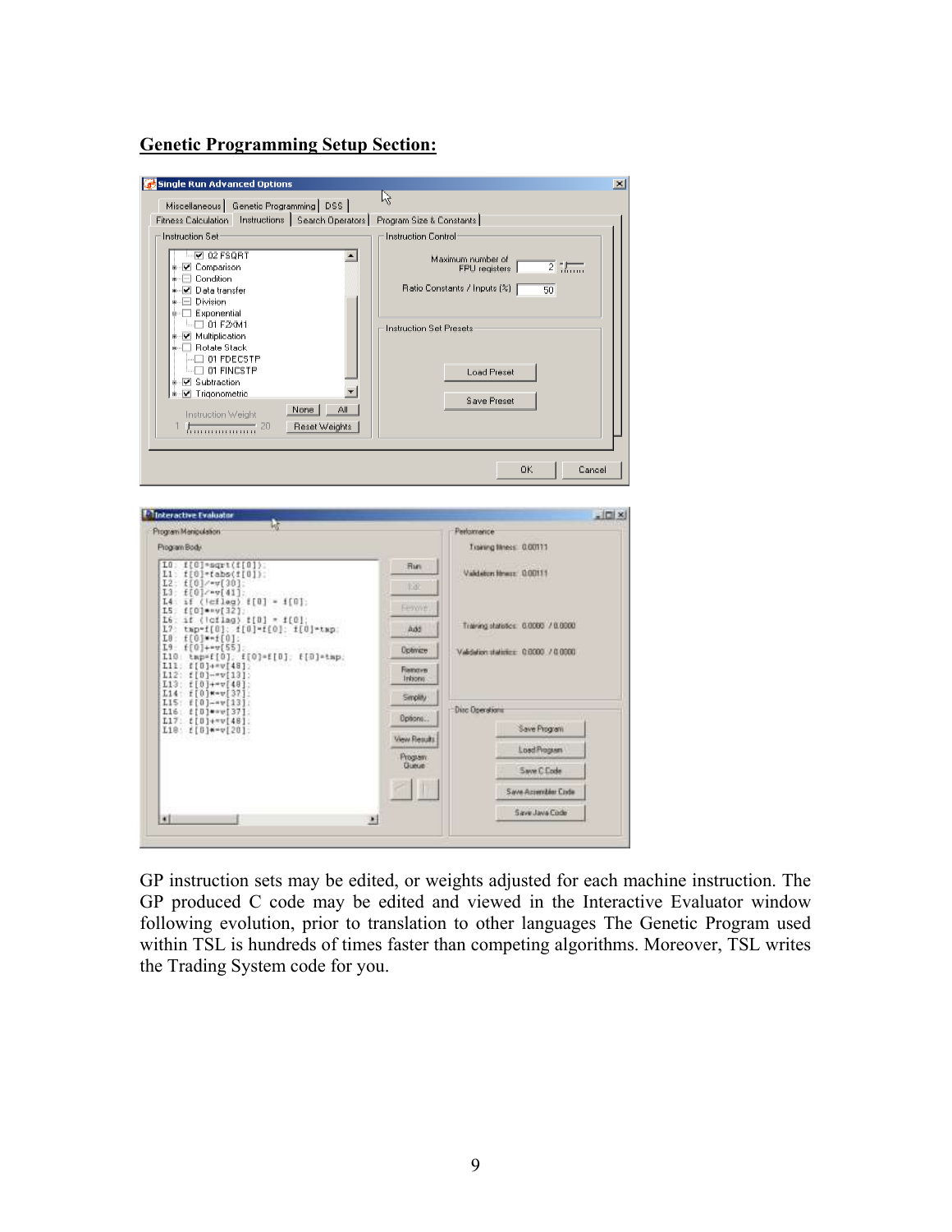## Genetic Programming Setup Section:

GP instruction sets may be edited, or weights adjusted for each machine instruction. The GP produced C code may be edited and viewed in the Interactive Evaluator window following evolution, prior to translation to other languages The Genetic Program used within TSL is hundreds of times faster than competing algorithms. Moreover, TSL writes the Trading System code for you.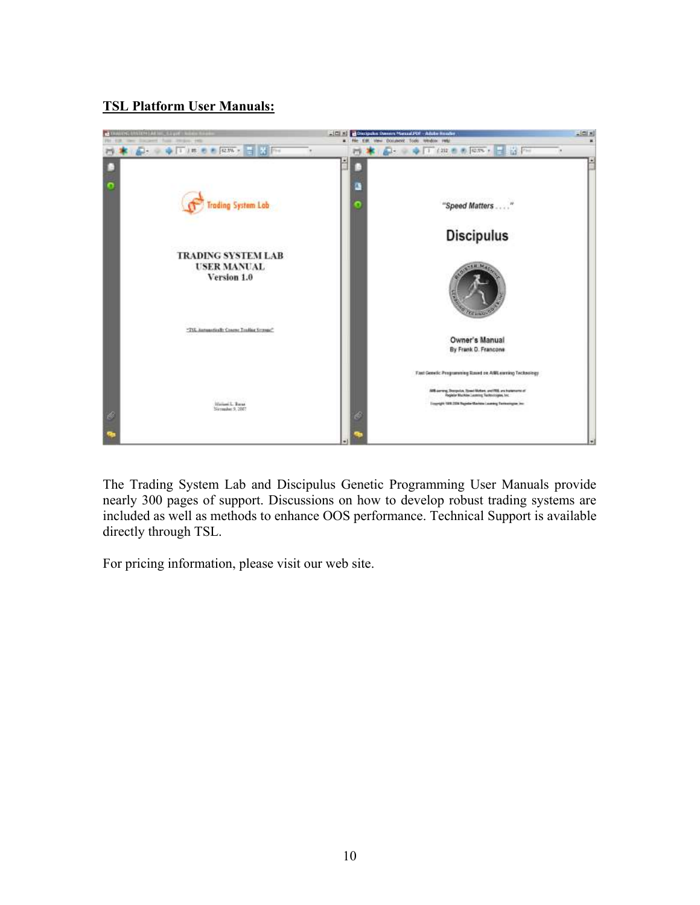**TSL Platform User Manuals:**

The Trading System Lab and Discipulus Genetic Programming User Manuals provide nearly 300 pages of support. Discussions on how to develop robust trading systems are included as well as methods to enhance OOS performance. Technical Support is available directly through TSL.

For pricing information, please visit our web site.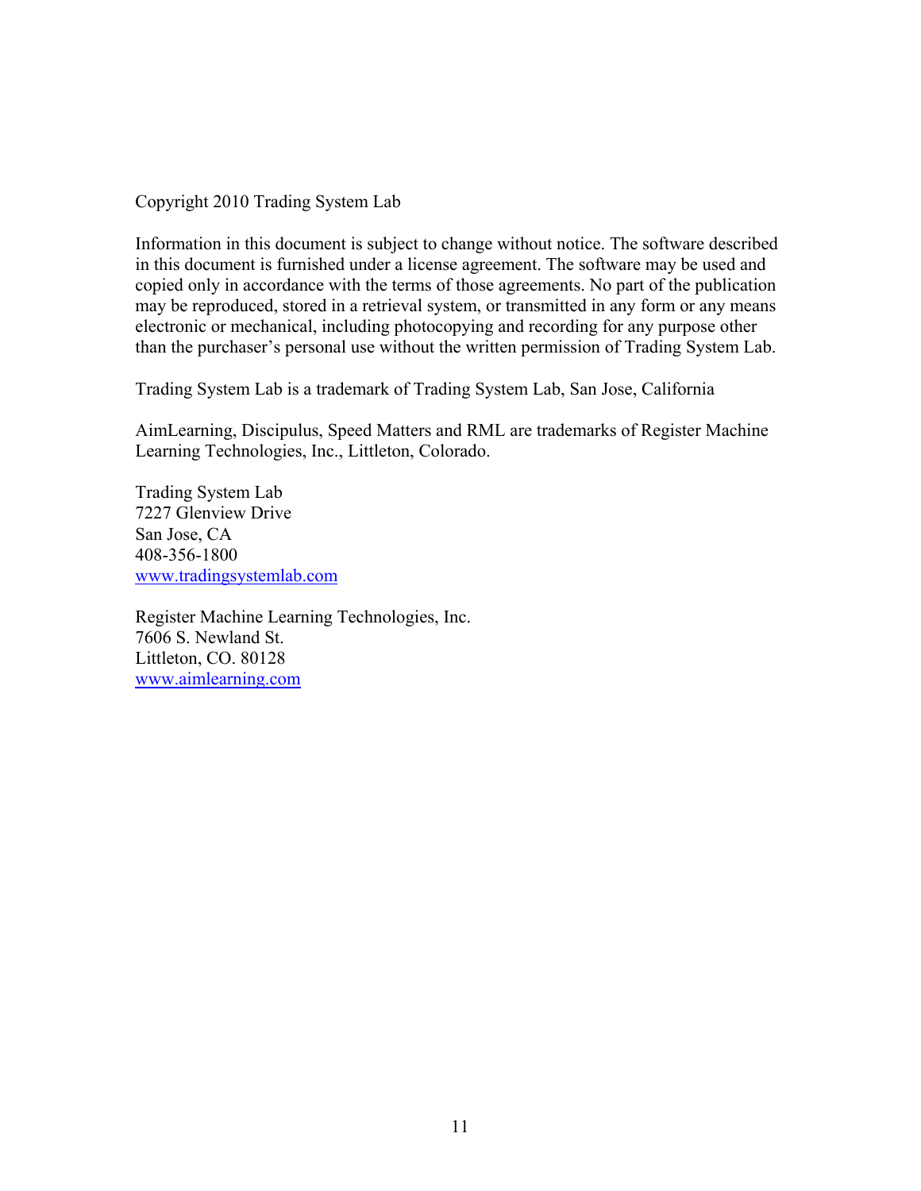Copyright 2010 Trading System Lab

Information in this document is subject to change without notice. The software described in this document is furnished under a license agreement. The software may be used and copied only in accordance with the terms of those agreements. No part of the publication may be reproduced, stored in a retrieval system, or transmitted in any form or any means electronic or mechanical, including photocopying and recording for any purpose other than the purchaser's personal use without the written permission of Trading System Lab.

Trading System Lab is a trademark of Trading System Lab, San Jose, California

AimLearning, Discipulus, Speed Matters and RML are trademarks of Register Machine Learning Technologies, Inc., Littleton, Colorado.

Trading System Lab
7227 Glenview Drive
San Jose, CA
408-356-1800
www.tradingsystemlab.com

Register Machine Learning Technologies, Inc.
7606 S. Newland St.
Littleton, CO. 80128
www.aimlearning.com